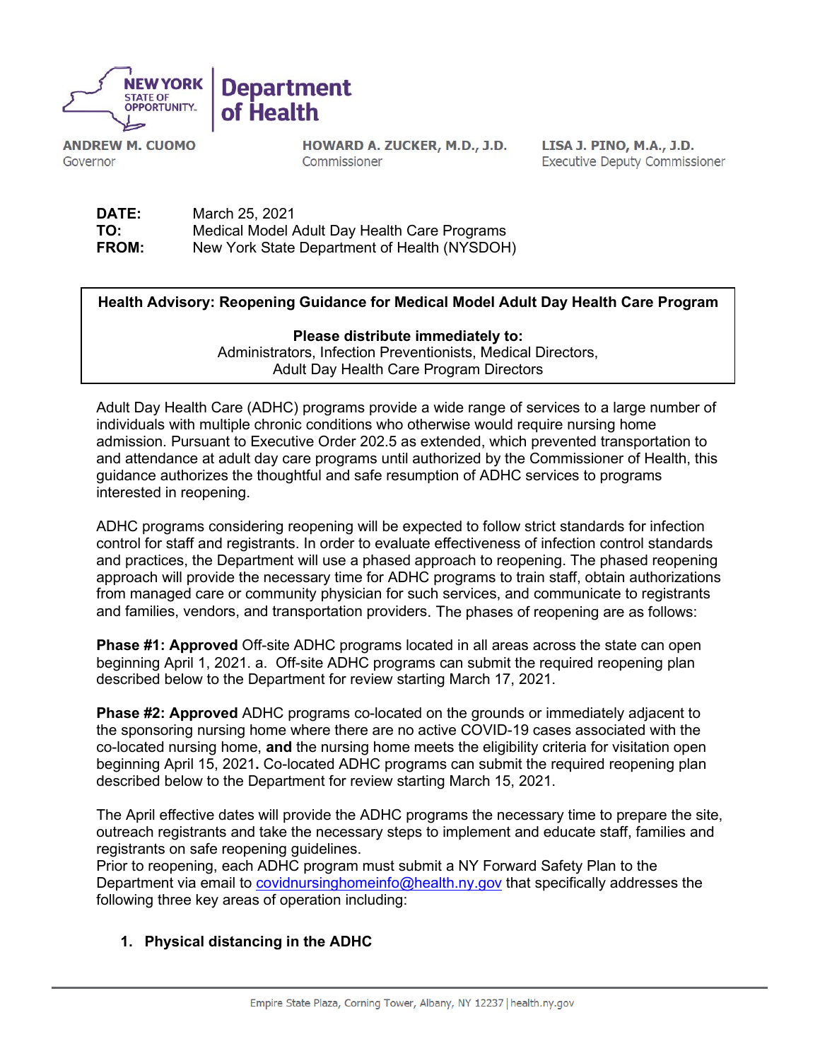**NEW YORK STATE OF OPPORTUNITY. Department of Health**

**ANDREW M. CUOMO**
Governor

**HOWARD A. ZUCKER, M.D., J.D.**
Commissioner

**LISA J. PINO, M.A., J.D.**
Executive Deputy Commissioner

**DATE:** March 25, 2021
**TO:** Medical Model Adult Day Health Care Programs
**FROM:** New York State Department of Health (NYSDOH)

**Health Advisory: Reopening Guidance for Medical Model Adult Day Health Care Program**

**Please distribute immediately to:**
Administrators, Infection Preventionists, Medical Directors,
Adult Day Health Care Program Directors

Adult Day Health Care (ADHC) programs provide a wide range of services to a large number of individuals with multiple chronic conditions who otherwise would require nursing home admission. Pursuant to Executive Order 202.5 as extended, which prevented transportation to and attendance at adult day care programs until authorized by the Commissioner of Health, this guidance authorizes the thoughtful and safe resumption of ADHC services to programs interested in reopening.

ADHC programs considering reopening will be expected to follow strict standards for infection control for staff and registrants. In order to evaluate effectiveness of infection control standards and practices, the Department will use a phased approach to reopening. The phased reopening approach will provide the necessary time for ADHC programs to train staff, obtain authorizations from managed care or community physician for such services, and communicate to registrants and families, vendors, and transportation providers. The phases of reopening are as follows:

**Phase #1: Approved** Off-site ADHC programs located in all areas across the state can open beginning April 1, 2021. a. Off-site ADHC programs can submit the required reopening plan described below to the Department for review starting March 17, 2021.

**Phase #2: Approved** ADHC programs co-located on the grounds or immediately adjacent to the sponsoring nursing home where there are no active COVID-19 cases associated with the co-located nursing home, **and** the nursing home meets the eligibility criteria for visitation open beginning April 15, 2021**.** Co-located ADHC programs can submit the required reopening plan described below to the Department for review starting March 15, 2021.

The April effective dates will provide the ADHC programs the necessary time to prepare the site, outreach registrants and take the necessary steps to implement and educate staff, families and registrants on safe reopening guidelines.
Prior to reopening, each ADHC program must submit a NY Forward Safety Plan to the Department via email to covidnursinghomeinfo@health.ny.gov that specifically addresses the following three key areas of operation including:

1. **Physical distancing in the ADHC**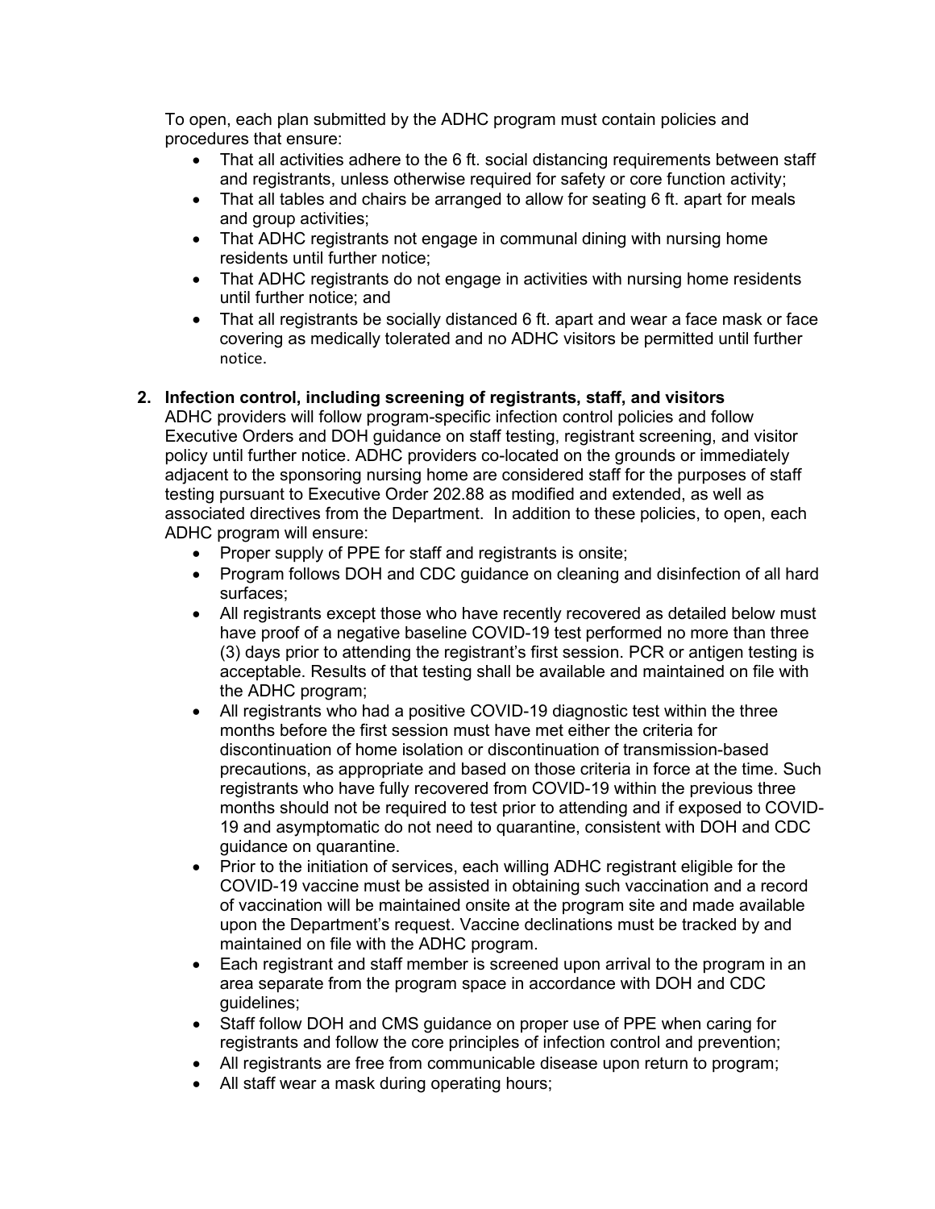To open, each plan submitted by the ADHC program must contain policies and procedures that ensure:

- That all activities adhere to the 6 ft. social distancing requirements between staff and registrants, unless otherwise required for safety or core function activity;
- That all tables and chairs be arranged to allow for seating 6 ft. apart for meals and group activities;
- That ADHC registrants not engage in communal dining with nursing home residents until further notice;
- That ADHC registrants do not engage in activities with nursing home residents until further notice; and
- That all registrants be socially distanced 6 ft. apart and wear a face mask or face covering as medically tolerated and no ADHC visitors be permitted until further notice.

**2. Infection control, including screening of registrants, staff, and visitors**

ADHC providers will follow program-specific infection control policies and follow Executive Orders and DOH guidance on staff testing, registrant screening, and visitor policy until further notice. ADHC providers co-located on the grounds or immediately adjacent to the sponsoring nursing home are considered staff for the purposes of staff testing pursuant to Executive Order 202.88 as modified and extended, as well as associated directives from the Department. In addition to these policies, to open, each ADHC program will ensure:

- Proper supply of PPE for staff and registrants is onsite;
- Program follows DOH and CDC guidance on cleaning and disinfection of all hard surfaces;
- All registrants except those who have recently recovered as detailed below must have proof of a negative baseline COVID-19 test performed no more than three (3) days prior to attending the registrant's first session. PCR or antigen testing is acceptable. Results of that testing shall be available and maintained on file with the ADHC program;
- All registrants who had a positive COVID-19 diagnostic test within the three months before the first session must have met either the criteria for discontinuation of home isolation or discontinuation of transmission-based precautions, as appropriate and based on those criteria in force at the time. Such registrants who have fully recovered from COVID-19 within the previous three months should not be required to test prior to attending and if exposed to COVID-19 and asymptomatic do not need to quarantine, consistent with DOH and CDC guidance on quarantine.
- Prior to the initiation of services, each willing ADHC registrant eligible for the COVID-19 vaccine must be assisted in obtaining such vaccination and a record of vaccination will be maintained onsite at the program site and made available upon the Department's request. Vaccine declinations must be tracked by and maintained on file with the ADHC program.
- Each registrant and staff member is screened upon arrival to the program in an area separate from the program space in accordance with DOH and CDC guidelines;
- Staff follow DOH and CMS guidance on proper use of PPE when caring for registrants and follow the core principles of infection control and prevention;
- All registrants are free from communicable disease upon return to program;
- All staff wear a mask during operating hours;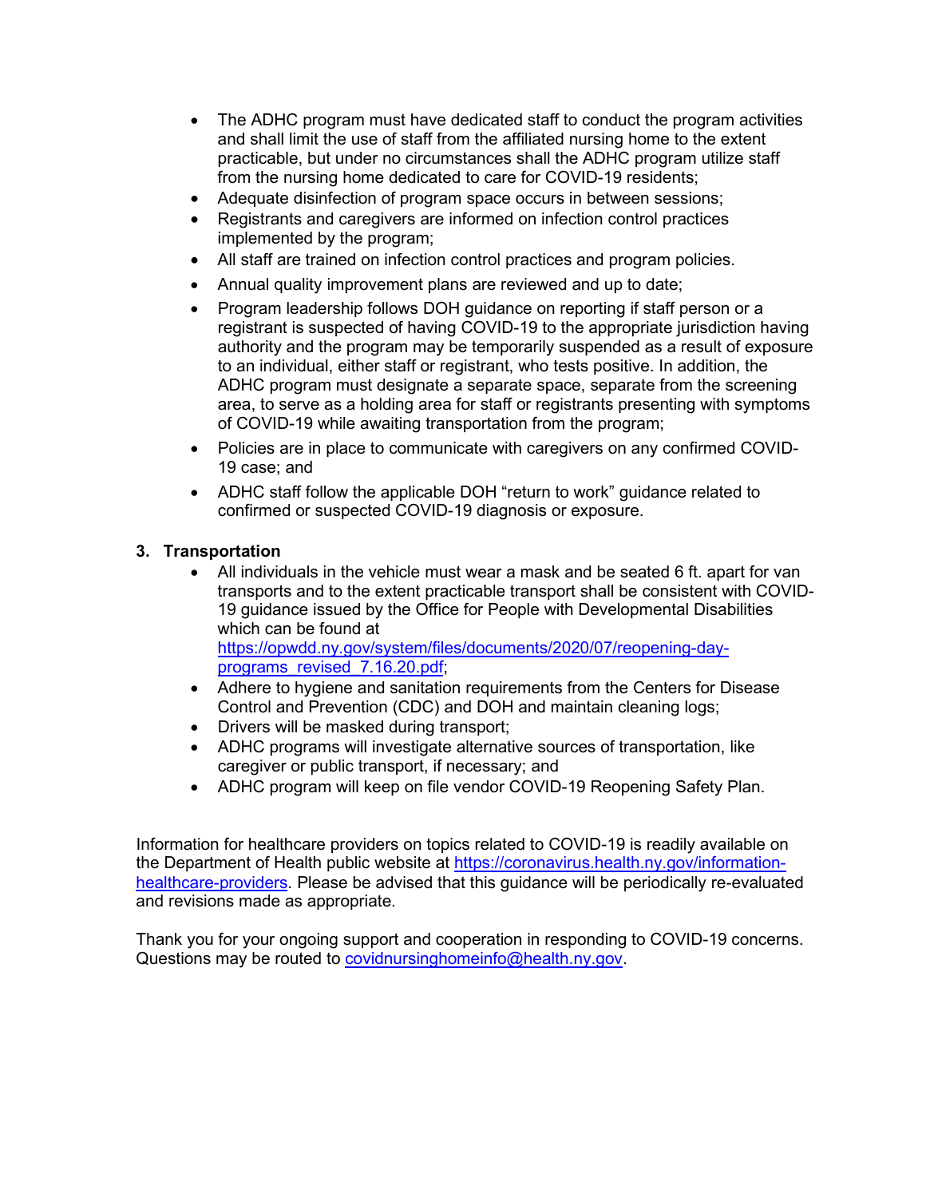- The ADHC program must have dedicated staff to conduct the program activities and shall limit the use of staff from the affiliated nursing home to the extent practicable, but under no circumstances shall the ADHC program utilize staff from the nursing home dedicated to care for COVID-19 residents;
- Adequate disinfection of program space occurs in between sessions;
- Registrants and caregivers are informed on infection control practices implemented by the program;
- All staff are trained on infection control practices and program policies.
- Annual quality improvement plans are reviewed and up to date;
- Program leadership follows DOH guidance on reporting if staff person or a registrant is suspected of having COVID-19 to the appropriate jurisdiction having authority and the program may be temporarily suspended as a result of exposure to an individual, either staff or registrant, who tests positive. In addition, the ADHC program must designate a separate space, separate from the screening area, to serve as a holding area for staff or registrants presenting with symptoms of COVID-19 while awaiting transportation from the program;
- Policies are in place to communicate with caregivers on any confirmed COVID-19 case; and
- ADHC staff follow the applicable DOH "return to work" guidance related to confirmed or suspected COVID-19 diagnosis or exposure.

**3. Transportation**

- All individuals in the vehicle must wear a mask and be seated 6 ft. apart for van transports and to the extent practicable transport shall be consistent with COVID-19 guidance issued by the Office for People with Developmental Disabilities which can be found at https://opwdd.ny.gov/system/files/documents/2020/07/reopening-day-programs_revised_7.16.20.pdf;
- Adhere to hygiene and sanitation requirements from the Centers for Disease Control and Prevention (CDC) and DOH and maintain cleaning logs;
- Drivers will be masked during transport;
- ADHC programs will investigate alternative sources of transportation, like caregiver or public transport, if necessary; and
- ADHC program will keep on file vendor COVID-19 Reopening Safety Plan.

Information for healthcare providers on topics related to COVID-19 is readily available on the Department of Health public website at https://coronavirus.health.ny.gov/information-healthcare-providers. Please be advised that this guidance will be periodically re-evaluated and revisions made as appropriate.

Thank you for your ongoing support and cooperation in responding to COVID-19 concerns. Questions may be routed to covidnursinghomeinfo@health.ny.gov.